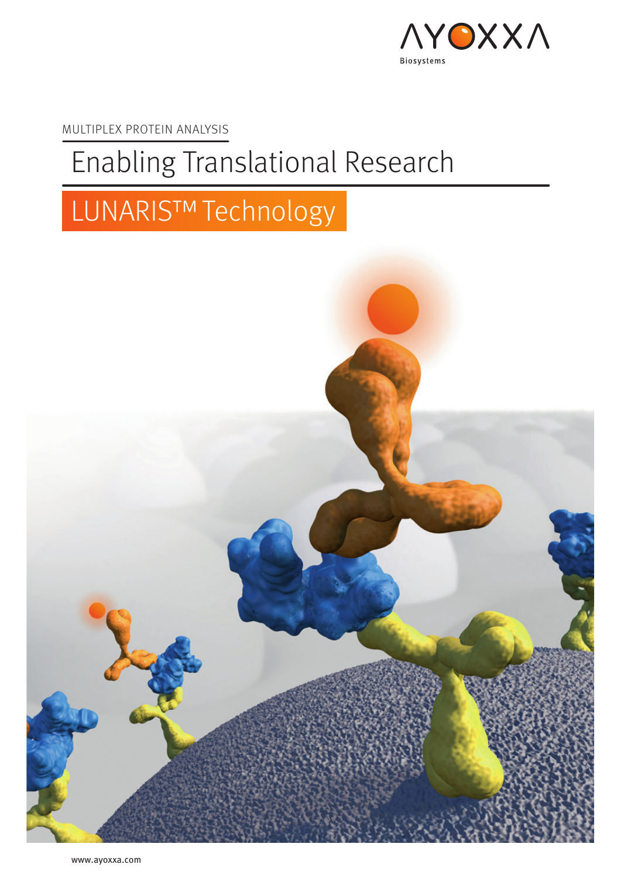AYOXXA Biosystems

MULTIPLEX PROTEIN ANALYSIS

# Enabling Translational Research

## LUNARIS™ Technology

www.ayoxxa.com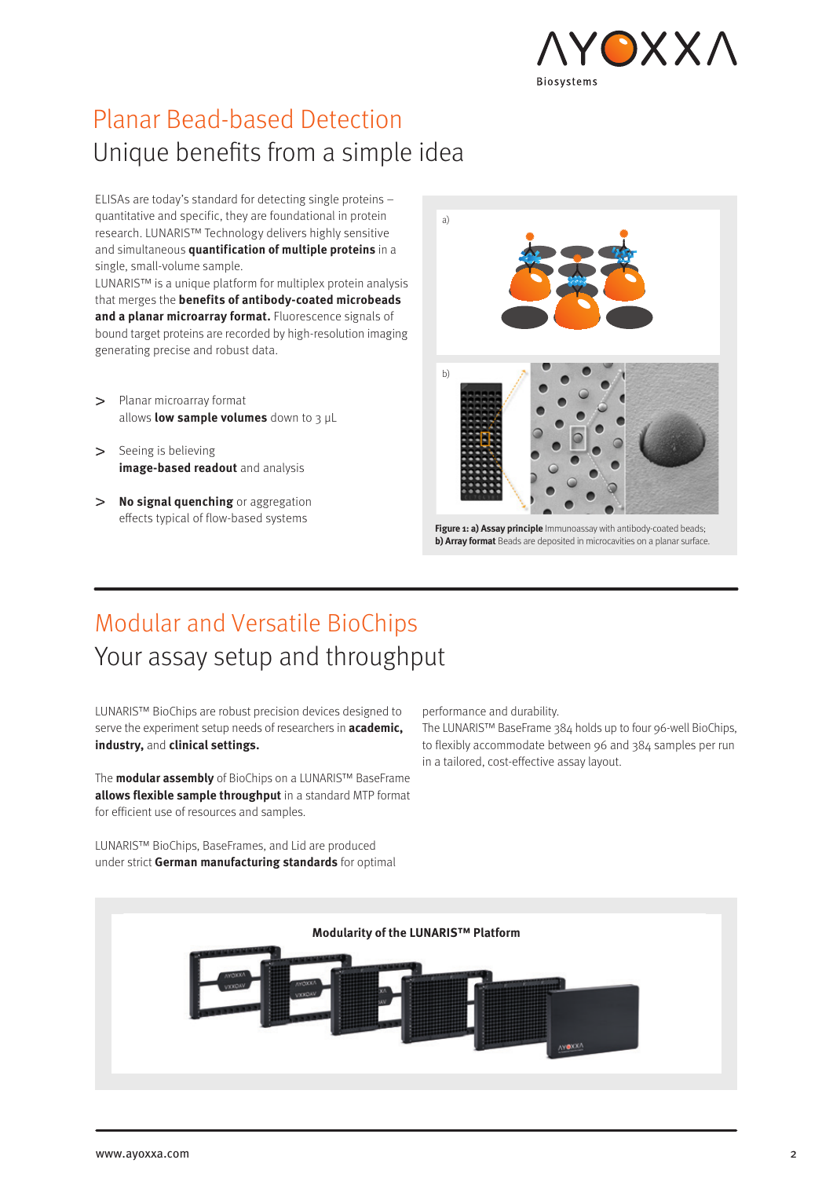# Planar Bead-based Detection

## Unique benefits from a simple idea

ELISAs are today's standard for detecting single proteins – quantitative and specific, they are foundational in protein research. LUNARIS™ Technology delivers highly sensitive and simultaneous **quantification of multiple proteins** in a single, small-volume sample.
LUNARIS™ is a unique platform for multiplex protein analysis that merges the **benefits of antibody-coated microbeads and a planar microarray format.** Fluorescence signals of bound target proteins are recorded by high-resolution imaging generating precise and robust data.

> Planar microarray format allows **low sample volumes** down to 3 µL

> Seeing is believing **image-based readout** and analysis

> **No signal quenching** or aggregation effects typical of flow-based systems

a)

b)

**Figure 1: a) Assay principle** Immunoassay with antibody-coated beads; **b) Array format** Beads are deposited in microcavities on a planar surface.

# Modular and Versatile BioChips

## Your assay setup and throughput

LUNARIS™ BioChips are robust precision devices designed to serve the experiment setup needs of researchers in **academic, industry,** and **clinical settings.**

The **modular assembly** of BioChips on a LUNARIS™ BaseFrame **allows flexible sample throughput** in a standard MTP format for efficient use of resources and samples.

LUNARIS™ BioChips, BaseFrames, and Lid are produced under strict **German manufacturing standards** for optimal performance and durability.
The LUNARIS™ BaseFrame 384 holds up to four 96-well BioChips, to flexibly accommodate between 96 and 384 samples per run in a tailored, cost-effective assay layout.

**Modularity of the LUNARIS™ Platform**

www.ayoxxa.com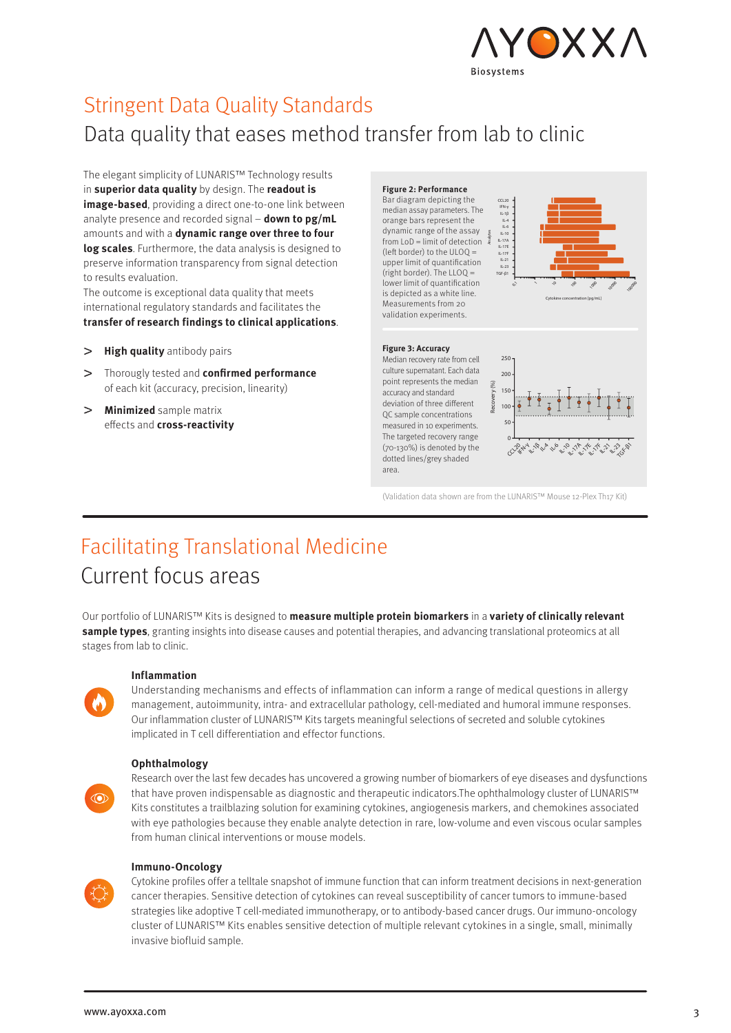# Stringent Data Quality Standards

## Data quality that eases method transfer from lab to clinic

The elegant simplicity of LUNARIS™ Technology results in **superior data quality** by design. The **readout is image-based**, providing a direct one-to-one link between analyte presence and recorded signal – **down to pg/mL** amounts and with a **dynamic range over three to four log scales**. Furthermore, the data analysis is designed to preserve information transparency from signal detection to results evaluation.

The outcome is exceptional data quality that meets international regulatory standards and facilitates the **transfer of research findings to clinical applications**.

> **High quality** antibody pairs

> Thoroughly tested and **confirmed performance** of each kit (accuracy, precision, linearity)

> **Minimized** sample matrix effects and **cross-reactivity**

**Figure 2: Performance**
Bar diagram depicting the median assay parameters. The orange bars represent the dynamic range of the assay from LoD = limit of detection (left border) to the ULOQ = upper limit of quantification (right border). The LLOQ = lower limit of quantification is depicted as a white line. Measurements from 20 validation experiments.

**Figure 3: Accuracy**
Median recovery rate from cell culture supernatant. Each data point represents the median accuracy and standard deviation of three different QC sample concentrations measured in 10 experiments. The targeted recovery range (70-130%) is denoted by the dotted lines/grey shaded area.

(Validation data shown are from the LUNARIS™ Mouse 12-Plex Th17 Kit)

# Facilitating Translational Medicine

## Current focus areas

Our portfolio of LUNARIS™ Kits is designed to **measure multiple protein biomarkers** in a **variety of clinically relevant sample types**, granting insights into disease causes and potential therapies, and advancing translational proteomics at all stages from lab to clinic.

### Inflammation

Understanding mechanisms and effects of inflammation can inform a range of medical questions in allergy management, autoimmunity, intra- and extracellular pathology, cell-mediated and humoral immune responses. Our inflammation cluster of LUNARIS™ Kits targets meaningful selections of secreted and soluble cytokines implicated in T cell differentiation and effector functions.

### Ophthalmology

Research over the last few decades has uncovered a growing number of biomarkers of eye diseases and dysfunctions that have proven indispensable as diagnostic and therapeutic indicators.The ophthalmology cluster of LUNARIS™ Kits constitutes a trailblazing solution for examining cytokines, angiogenesis markers, and chemokines associated with eye pathologies because they enable analyte detection in rare, low-volume and even viscous ocular samples from human clinical interventions or mouse models.

### Immuno-Oncology

Cytokine profiles offer a telltale snapshot of immune function that can inform treatment decisions in next-generation cancer therapies. Sensitive detection of cytokines can reveal susceptibility of cancer tumors to immune-based strategies like adoptive T cell-mediated immunotherapy, or to antibody-based cancer drugs. Our immuno-oncology cluster of LUNARIS™ Kits enables sensitive detection of multiple relevant cytokines in a single, small, minimally invasive biofluid sample.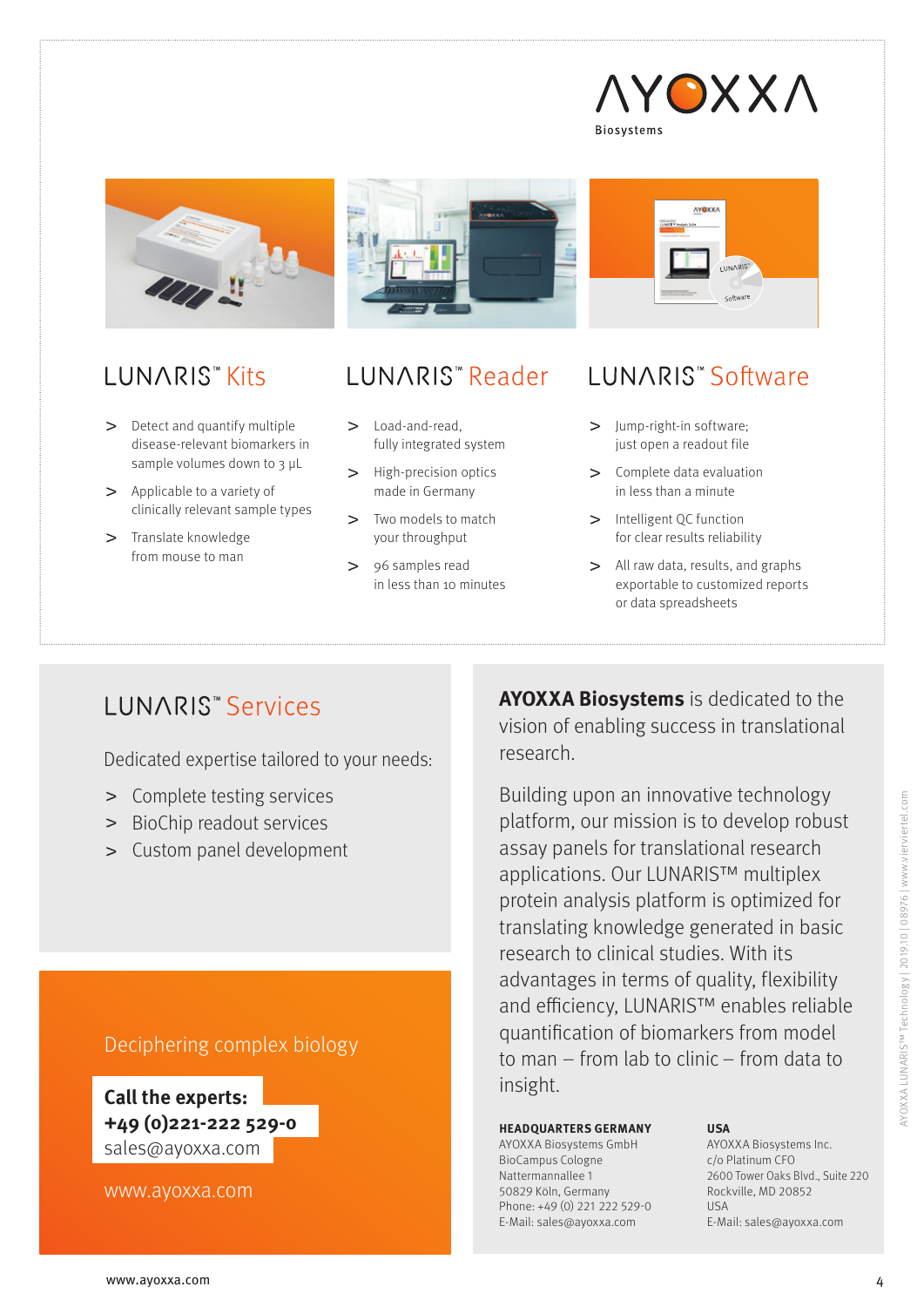AYOXXA Biosystems

## LUNARIS™ Kits

- Detect and quantify multiple disease-relevant biomarkers in sample volumes down to 3 µL
- Applicable to a variety of clinically relevant sample types
- Translate knowledge from mouse to man

## LUNARIS™ Reader

- Load-and-read, fully integrated system
- High-precision optics made in Germany
- Two models to match your throughput
- 96 samples read in less than 10 minutes

## LUNARIS™ Software

- Jump-right-in software; just open a readout file
- Complete data evaluation in less than a minute
- Intelligent QC function for clear results reliability
- All raw data, results, and graphs exportable to customized reports or data spreadsheets

## LUNARIS™ Services

Dedicated expertise tailored to your needs:

- Complete testing services
- BioChip readout services
- Custom panel development

Deciphering complex biology

**Call the experts:**
**+49 (0)221-222 529-0**
sales@ayoxxa.com

www.ayoxxa.com

**AYOXXA Biosystems** is dedicated to the vision of enabling success in translational research.

Building upon an innovative technology platform, our mission is to develop robust assay panels for translational research applications. Our LUNARIS™ multiplex protein analysis platform is optimized for translating knowledge generated in basic research to clinical studies. With its advantages in terms of quality, flexibility and efficiency, LUNARIS™ enables reliable quantification of biomarkers from model to man – from lab to clinic – from data to insight.

**HEADQUARTERS GERMANY**
AYOXXA Biosystems GmbH
BioCampus Cologne
Nattermannallee 1
50829 Köln, Germany
Phone: +49 (0) 221 222 529-0
E-Mail: sales@ayoxxa.com

**USA**
AYOXXA Biosystems Inc.
c/o Platinum CFO
2600 Tower Oaks Blvd., Suite 220
Rockville, MD 20852
USA
E-Mail: sales@ayoxxa.com

AYOXXA LUNARIS™ Technology | 2019.10 | 08976 | www.vierviertel.com